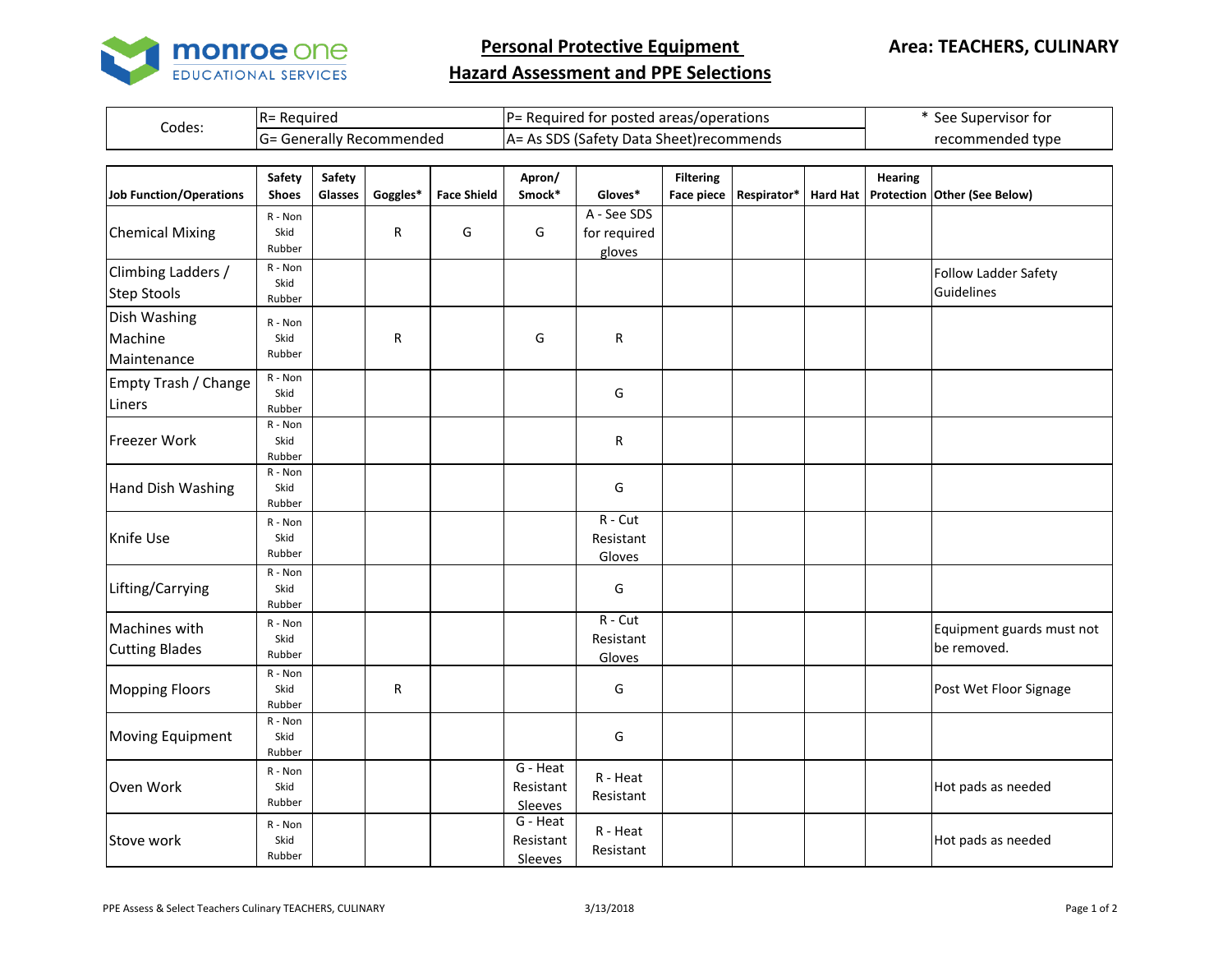monroe one
EDUCATIONAL SERVICES

# Personal Protective Equipment Hazard Assessment and PPE Selections

**Area: TEACHERS, CULINARY**

| Codes: | | | |
|---|---|---|---|
| | R= Required | P= Required for posted areas/operations | * See Supervisor for recommended type |
| | G= Generally Recommended | A= As SDS (Safety Data Sheet)recommends | |

| Job Function/Operations | Safety Shoes | Safety Glasses | Goggles* | Face Shield | Apron/ Smock* | Gloves* | Filtering Face piece | Respirator* | Hard Hat | Hearing Protection | Other (See Below) |
|---|---|---|---|---|---|---|---|---|---|---|---|
| Chemical Mixing | R - Non Skid Rubber | | R | G | G | A - See SDS for required gloves | | | | | |
| Climbing Ladders / Step Stools | R - Non Skid Rubber | | | | | | | | | | Follow Ladder Safety Guidelines |
| Dish Washing Machine Maintenance | R - Non Skid Rubber | | R | | G | R | | | | | |
| Empty Trash / Change Liners | R - Non Skid Rubber | | | | | G | | | | | |
| Freezer Work | R - Non Skid Rubber | | | | | R | | | | | |
| Hand Dish Washing | R - Non Skid Rubber | | | | | G | | | | | |
| Knife Use | R - Non Skid Rubber | | | | | R - Cut Resistant Gloves | | | | | |
| Lifting/Carrying | R - Non Skid Rubber | | | | | G | | | | | |
| Machines with Cutting Blades | R - Non Skid Rubber | | | | | R - Cut Resistant Gloves | | | | | Equipment guards must not be removed. |
| Mopping Floors | R - Non Skid Rubber | | R | | | G | | | | | Post Wet Floor Signage |
| Moving Equipment | R - Non Skid Rubber | | | | | G | | | | | |
| Oven Work | R - Non Skid Rubber | | | | G - Heat Resistant Sleeves | R - Heat Resistant | | | | | Hot pads as needed |
| Stove work | R - Non Skid Rubber | | | | G - Heat Resistant Sleeves | R - Heat Resistant | | | | | Hot pads as needed |

PPE Assess & Select Teachers Culinary TEACHERS, CULINARY 3/13/2018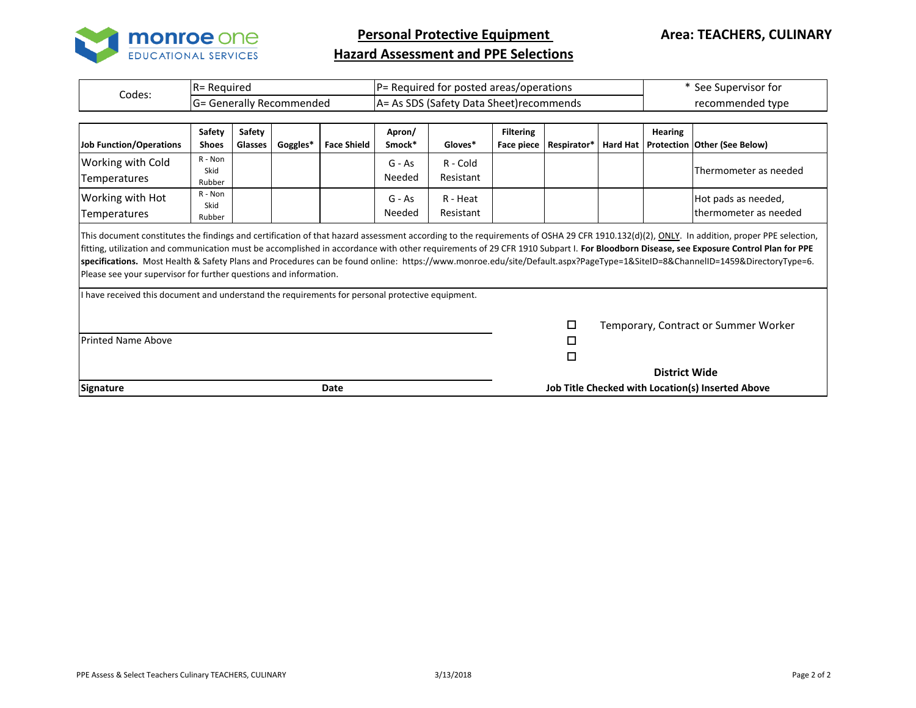monroe one EDUCATIONAL SERVICES

# Personal Protective Equipment Hazard Assessment and PPE Selections

**Area: TEACHERS, CULINARY**

| | | |
|---|---|---|
| Codes: | R= Required | P= Required for posted areas/operations |
| | G= Generally Recommended | A= As SDS (Safety Data Sheet)recommends |

\* See Supervisor for recommended type

| Job Function/Operations | Safety Shoes | Safety Glasses | Goggles* | Face Shield | Apron/ Smock* | Gloves* | Filtering Face piece | Respirator* | Hard Hat | Hearing Protection | Other (See Below) |
|---|---|---|---|---|---|---|---|---|---|---|---|
| Working with Cold Temperatures | R - Non Skid Rubber | | | | G - As Needed | R - Cold Resistant | | | | | Thermometer as needed |
| Working with Hot Temperatures | R - Non Skid Rubber | | | | G - As Needed | R - Heat Resistant | | | | | Hot pads as needed, thermometer as needed |

This document constitutes the findings and certification of that hazard assessment according to the requirements of OSHA 29 CFR 1910.132(d)(2), ONLY. In addition, proper PPE selection, fitting, utilization and communication must be accomplished in accordance with other requirements of 29 CFR 1910 Subpart I. **For Bloodborn Disease, see Exposure Control Plan for PPE specifications.** Most Health & Safety Plans and Procedures can be found online: https://www.monroe.edu/site/Default.aspx?PageType=1&SiteID=8&ChannelID=1459&DirectoryType=6. Please see your supervisor for further questions and information.

I have received this document and understand the requirements for personal protective equipment.

☐ Temporary, Contract or Summer Worker

Printed Name Above

☐

☐

**District Wide**

**Signature** **Date** **Job Title Checked with Location(s) Inserted Above**

PPE Assess & Select Teachers Culinary TEACHERS, CULINARY 3/13/2018